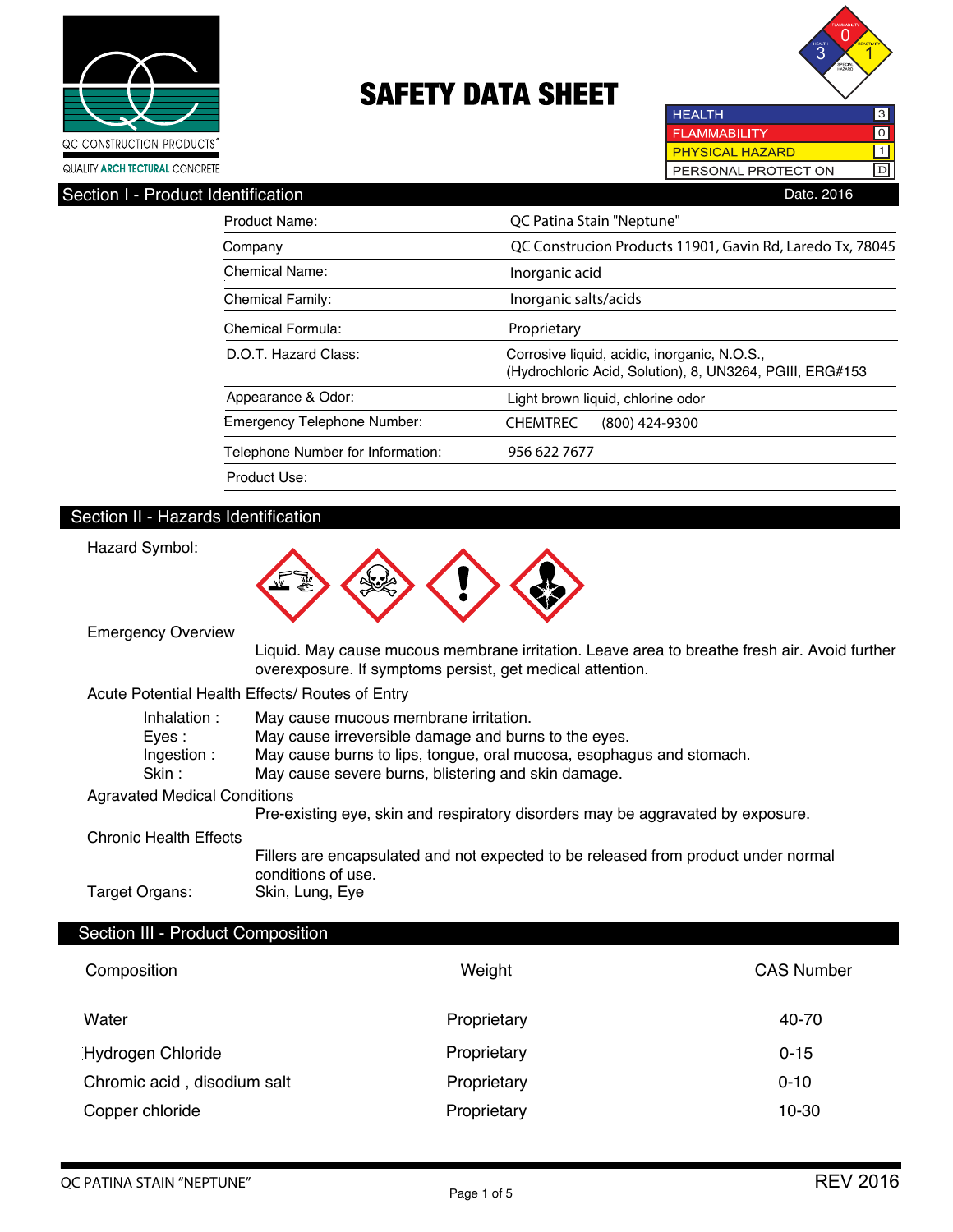QC CONSTRUCTION PRODUCTS®

QUALITY ARCHITECTURAL CONCRETE

# SAFETY DATA SHEET

| | |
|---|---|
| HEALTH | 3 |
| FLAMMABILITY | 0 |
| PHYSICAL HAZARD | 1 |
| PERSONAL PROTECTION | D |

## Section I - Product Identification

Date. 2016

| | |
|---|---|
| Product Name: | QC Patina Stain "Neptune" |
| Company | QC Construcion Products 11901, Gavin Rd, Laredo Tx, 78045 |
| Chemical Name: | Inorganic acid |
| Chemical Family: | Inorganic salts/acids |
| Chemical Formula: | Proprietary |
| D.O.T. Hazard Class: | Corrosive liquid, acidic, inorganic, N.O.S., (Hydrochloric Acid, Solution), 8, UN3264, PGIII, ERG#153 |
| Appearance & Odor: | Light brown liquid, chlorine odor |
| Emergency Telephone Number: | CHEMTREC (800) 424-9300 |
| Telephone Number for Information: | 956 622 7677 |
| Product Use: | |

## Section II - Hazards Identification

Hazard Symbol:

Emergency Overview

Liquid. May cause mucous membrane irritation. Leave area to breathe fresh air. Avoid further overexposure. If symptoms persist, get medical attention.

Acute Potential Health Effects/ Routes of Entry

- Inhalation : May cause mucous membrane irritation.
- Eyes : May cause irreversible damage and burns to the eyes.
- Ingestion : May cause burns to lips, tongue, oral mucosa, esophagus and stomach.
- Skin : May cause severe burns, blistering and skin damage.

Agravated Medical Conditions

Pre-existing eye, skin and respiratory disorders may be aggravated by exposure.

Chronic Health Effects

Fillers are encapsulated and not expected to be released from product under normal conditions of use.

Target Organs: Skin, Lung, Eye

## Section III - Product Composition

| Composition | Weight | CAS Number |
|---|---|---|
| Water | Proprietary | 40-70 |
| Hydrogen Chloride | Proprietary | 0-15 |
| Chromic acid , disodium salt | Proprietary | 0-10 |
| Copper chloride | Proprietary | 10-30 |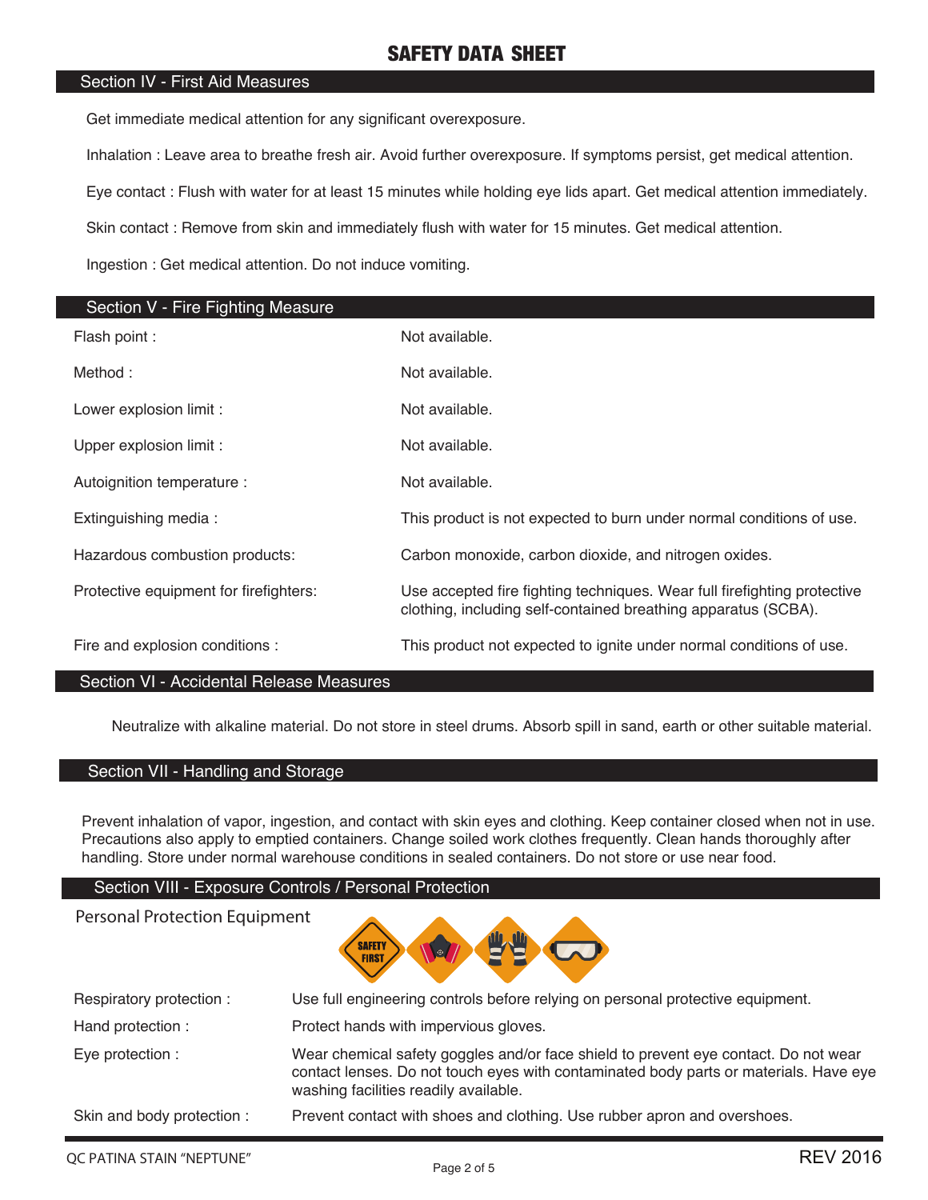# SAFETY DATA SHEET

## Section IV - First Aid Measures

Get immediate medical attention for any significant overexposure.

Inhalation : Leave area to breathe fresh air. Avoid further overexposure. If symptoms persist, get medical attention.

Eye contact : Flush with water for at least 15 minutes while holding eye lids apart. Get medical attention immediately.

Skin contact : Remove from skin and immediately flush with water for 15 minutes. Get medical attention.

Ingestion : Get medical attention. Do not induce vomiting.

## Section V - Fire Fighting Measure

| | |
|---|---|
| Flash point : | Not available. |
| Method : | Not available. |
| Lower explosion limit : | Not available. |
| Upper explosion limit : | Not available. |
| Autoignition temperature : | Not available. |
| Extinguishing media : | This product is not expected to burn under normal conditions of use. |
| Hazardous combustion products: | Carbon monoxide, carbon dioxide, and nitrogen oxides. |
| Protective equipment for firefighters: | Use accepted fire fighting techniques. Wear full firefighting protective clothing, including self-contained breathing apparatus (SCBA). |
| Fire and explosion conditions : | This product not expected to ignite under normal conditions of use. |

## Section VI - Accidental Release Measures

Neutralize with alkaline material. Do not store in steel drums. Absorb spill in sand, earth or other suitable material.

## Section VII - Handling and Storage

Prevent inhalation of vapor, ingestion, and contact with skin eyes and clothing. Keep container closed when not in use. Precautions also apply to emptied containers. Change soiled work clothes frequently. Clean hands thoroughly after handling. Store under normal warehouse conditions in sealed containers. Do not store or use near food.

## Section VIII - Exposure Controls / Personal Protection

Personal Protection Equipment

| | |
|---|---|
| Respiratory protection : | Use full engineering controls before relying on personal protective equipment. |
| Hand protection : | Protect hands with impervious gloves. |
| Eye protection : | Wear chemical safety goggles and/or face shield to prevent eye contact. Do not wear contact lenses. Do not touch eyes with contaminated body parts or materials. Have eye washing facilities readily available. |
| Skin and body protection : | Prevent contact with shoes and clothing. Use rubber apron and overshoes. |

QC PATINA STAIN "NEPTUNE" REV 2016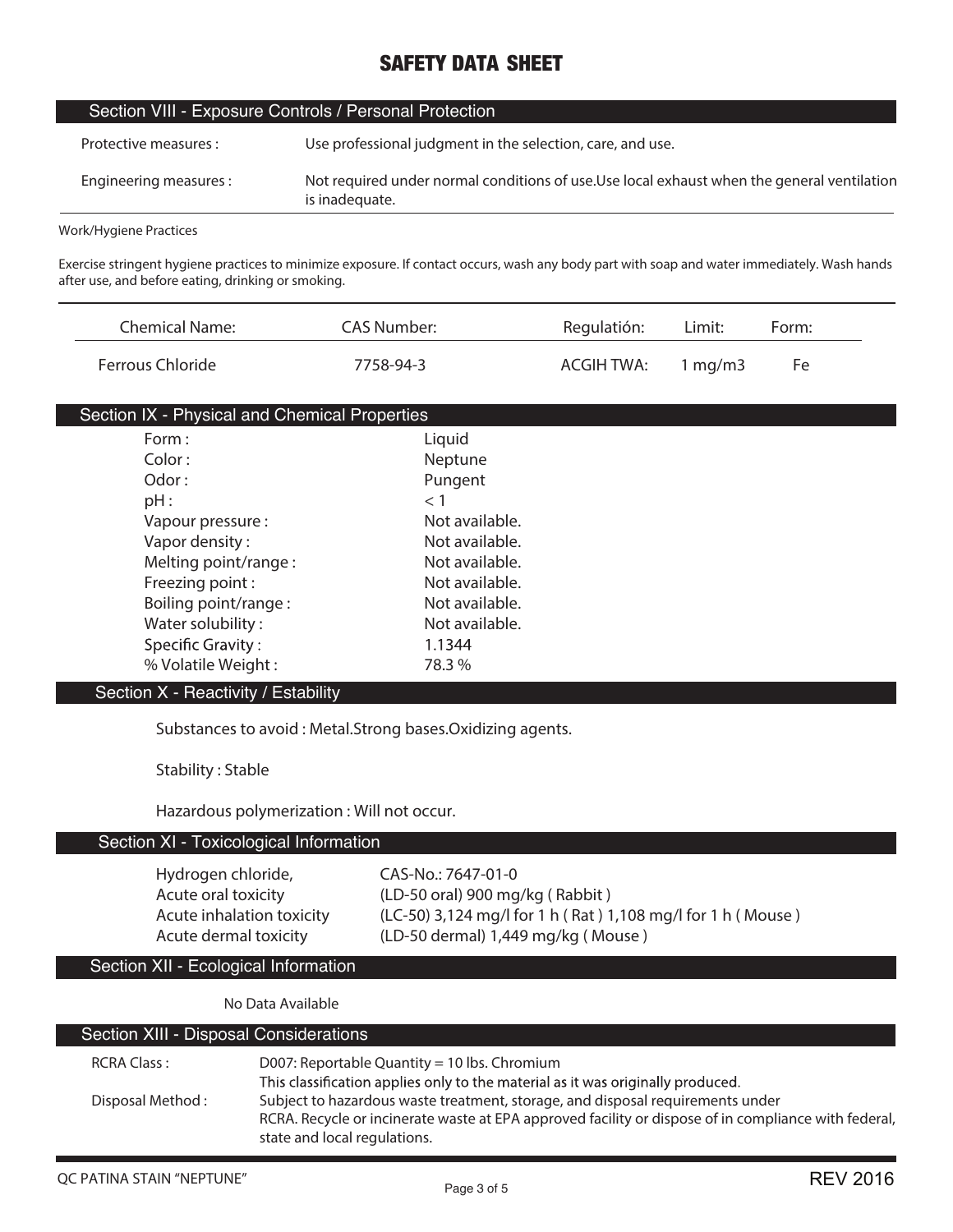# SAFETY DATA SHEET

## Section VIII - Exposure Controls / Personal Protection

| | |
|---|---|
| Protective measures : | Use professional judgment in the selection, care, and use. |
| Engineering measures : | Not required under normal conditions of use.Use local exhaust when the general ventilation is inadequate. |

Work/Hygiene Practices

Exercise stringent hygiene practices to minimize exposure. If contact occurs, wash any body part with soap and water immediately. Wash hands after use, and before eating, drinking or smoking.

| Chemical Name: | CAS Number: | Regulatión: | Limit: | Form: |
|---|---|---|---|---|
| Ferrous Chloride | 7758-94-3 | ACGIH TWA: | 1 mg/m3 | Fe |

## Section IX - Physical and Chemical Properties

| | |
|---|---|
| Form : | Liquid |
| Color : | Neptune |
| Odor : | Pungent |
| pH : | < 1 |
| Vapour pressure : | Not available. |
| Vapor density : | Not available. |
| Melting point/range : | Not available. |
| Freezing point : | Not available. |
| Boiling point/range : | Not available. |
| Water solubility : | Not available. |
| Specific Gravity : | 1.1344 |
| % Volatile Weight : | 78.3 % |

## Section X - Reactivity / Estability

Substances to avoid : Metal.Strong bases.Oxidizing agents.

Stability : Stable

Hazardous polymerization : Will not occur.

## Section XI - Toxicological Information

| | |
|---|---|
| Hydrogen chloride, | CAS-No.: 7647-01-0 |
| Acute oral toxicity | (LD-50 oral) 900 mg/kg ( Rabbit ) |
| Acute inhalation toxicity | (LC-50) 3,124 mg/l for 1 h ( Rat ) 1,108 mg/l for 1 h ( Mouse ) |
| Acute dermal toxicity | (LD-50 dermal) 1,449 mg/kg ( Mouse ) |

## Section XII - Ecological Information

No Data Available

## Section XIII - Disposal Considerations

| | |
|---|---|
| RCRA Class : | D007: Reportable Quantity = 10 lbs. Chromium<br>This classification applies only to the material as it was originally produced. |
| Disposal Method : | Subject to hazardous waste treatment, storage, and disposal requirements under RCRA. Recycle or incinerate waste at EPA approved facility or dispose of in compliance with federal, state and local regulations. |

QC PATINA STAIN "NEPTUNE" REV 2016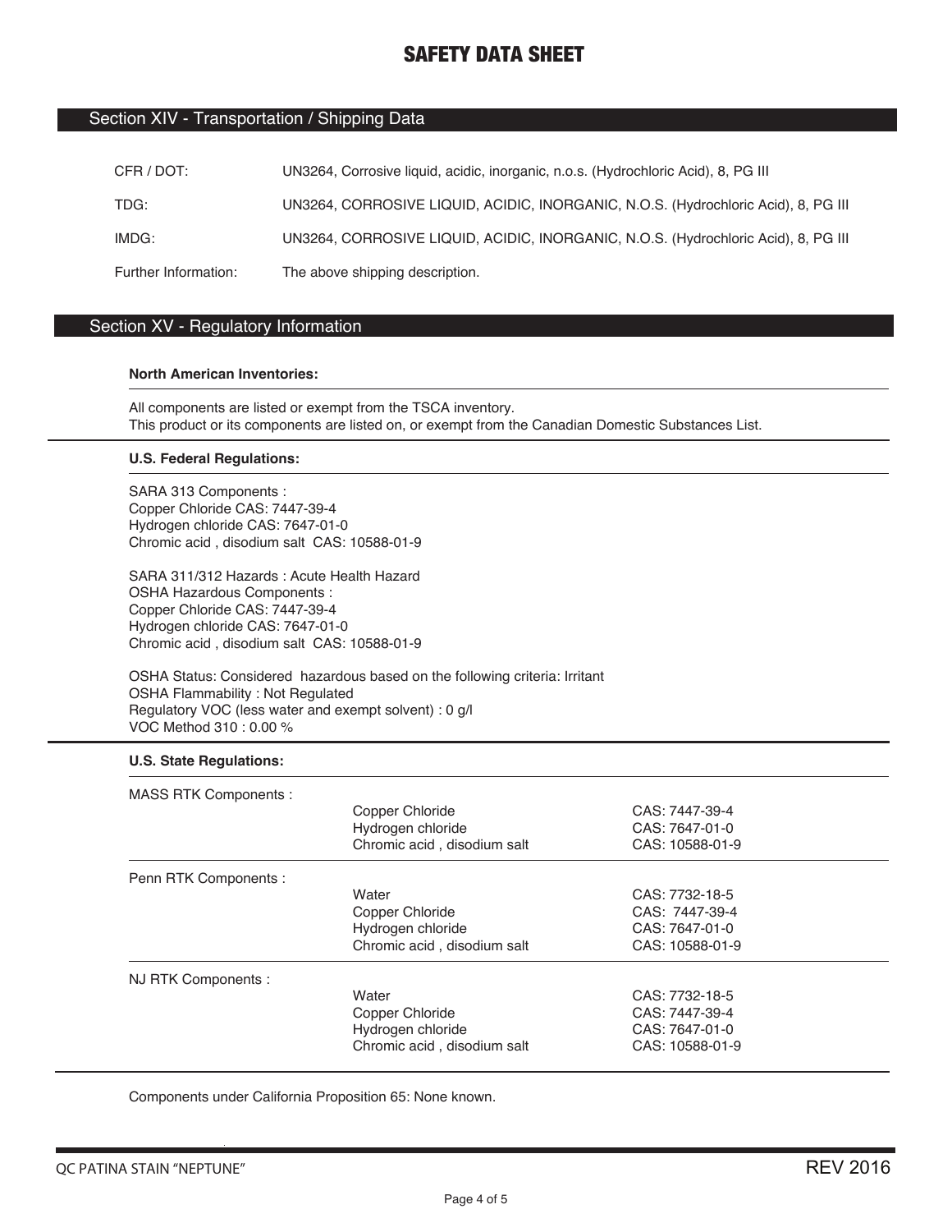# SAFETY DATA SHEET

## Section XIV - Transportation / Shipping Data

| | |
|---|---|
| CFR / DOT: | UN3264, Corrosive liquid, acidic, inorganic, n.o.s. (Hydrochloric Acid), 8, PG III |
| TDG: | UN3264, CORROSIVE LIQUID, ACIDIC, INORGANIC, N.O.S. (Hydrochloric Acid), 8, PG III |
| IMDG: | UN3264, CORROSIVE LIQUID, ACIDIC, INORGANIC, N.O.S. (Hydrochloric Acid), 8, PG III |
| Further Information: | The above shipping description. |

## Section XV - Regulatory Information

**North American Inventories:**

All components are listed or exempt from the TSCA inventory.
This product or its components are listed on, or exempt from the Canadian Domestic Substances List.

**U.S. Federal Regulations:**

SARA 313 Components :
Copper Chloride CAS: 7447-39-4
Hydrogen chloride CAS: 7647-01-0
Chromic acid , disodium salt CAS: 10588-01-9

SARA 311/312 Hazards : Acute Health Hazard
OSHA Hazardous Components :
Copper Chloride CAS: 7447-39-4
Hydrogen chloride CAS: 7647-01-0
Chromic acid , disodium salt CAS: 10588-01-9

OSHA Status: Considered hazardous based on the following criteria: Irritant
OSHA Flammability : Not Regulated
Regulatory VOC (less water and exempt solvent) : 0 g/l
VOC Method 310 : 0.00 %

**U.S. State Regulations:**

| | | |
|---|---|---|
| MASS RTK Components : | Copper Chloride | CAS: 7447-39-4 |
| | Hydrogen chloride | CAS: 7647-01-0 |
| | Chromic acid , disodium salt | CAS: 10588-01-9 |
| Penn RTK Components : | Water | CAS: 7732-18-5 |
| | Copper Chloride | CAS: 7447-39-4 |
| | Hydrogen chloride | CAS: 7647-01-0 |
| | Chromic acid , disodium salt | CAS: 10588-01-9 |
| NJ RTK Components : | Water | CAS: 7732-18-5 |
| | Copper Chloride | CAS: 7447-39-4 |
| | Hydrogen chloride | CAS: 7647-01-0 |
| | Chromic acid , disodium salt | CAS: 10588-01-9 |

Components under California Proposition 65: None known.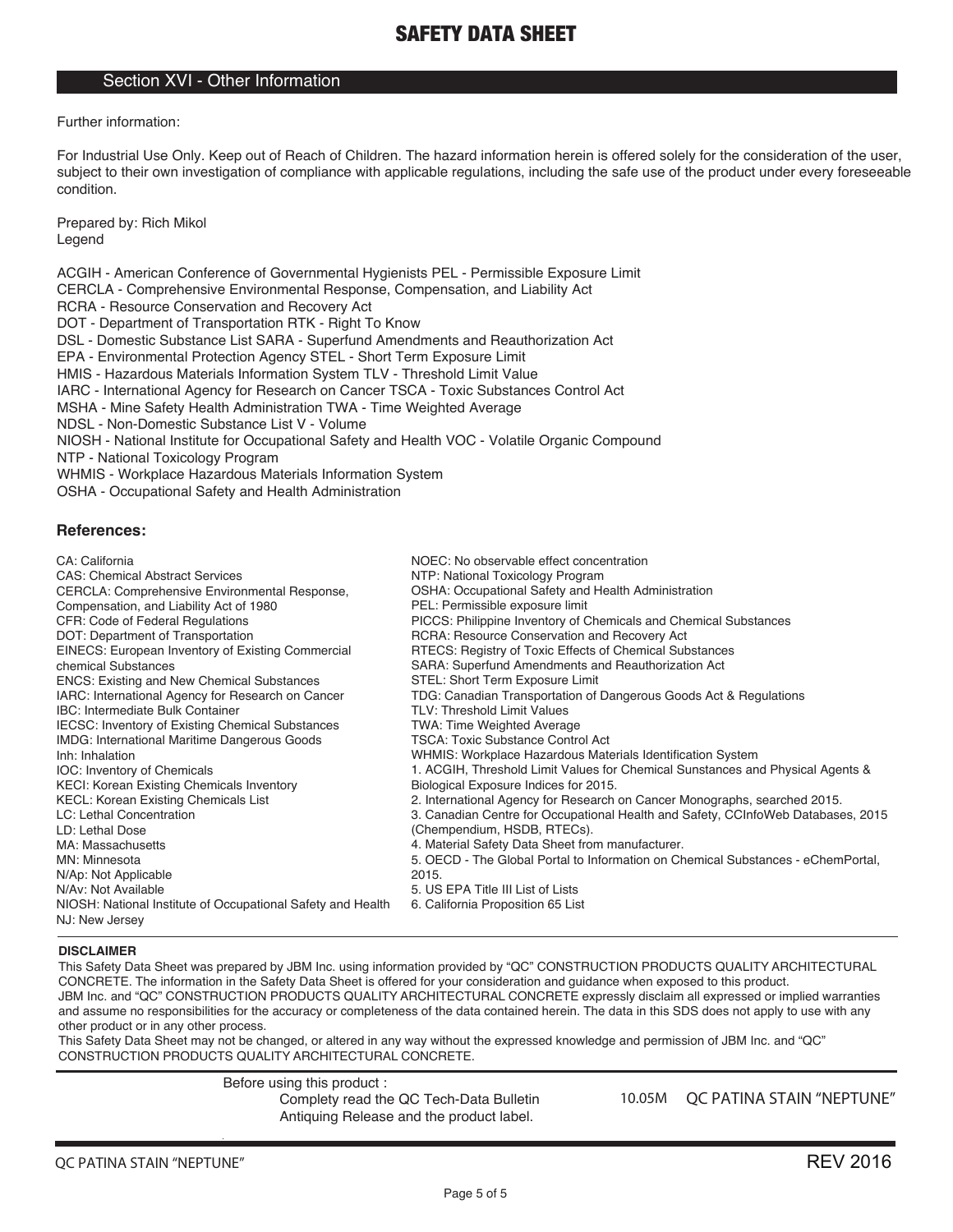# SAFETY DATA SHEET

## Section XVI - Other Information

Further information:

For Industrial Use Only. Keep out of Reach of Children. The hazard information herein is offered solely for the consideration of the user, subject to their own investigation of compliance with applicable regulations, including the safe use of the product under every foreseeable condition.

Prepared by: Rich Mikol
Legend

ACGIH - American Conference of Governmental Hygienists PEL - Permissible Exposure Limit
CERCLA - Comprehensive Environmental Response, Compensation, and Liability Act
RCRA - Resource Conservation and Recovery Act
DOT - Department of Transportation RTK - Right To Know
DSL - Domestic Substance List SARA - Superfund Amendments and Reauthorization Act
EPA - Environmental Protection Agency STEL - Short Term Exposure Limit
HMIS - Hazardous Materials Information System TLV - Threshold Limit Value
IARC - International Agency for Research on Cancer TSCA - Toxic Substances Control Act
MSHA - Mine Safety Health Administration TWA - Time Weighted Average
NDSL - Non-Domestic Substance List V - Volume
NIOSH - National Institute for Occupational Safety and Health VOC - Volatile Organic Compound
NTP - National Toxicology Program
WHMIS - Workplace Hazardous Materials Information System
OSHA - Occupational Safety and Health Administration

### References:

CA: California
CAS: Chemical Abstract Services
CERCLA: Comprehensive Environmental Response, Compensation, and Liability Act of 1980
CFR: Code of Federal Regulations
DOT: Department of Transportation
EINECS: European Inventory of Existing Commercial chemical Substances
ENCS: Existing and New Chemical Substances
IARC: International Agency for Research on Cancer
IBC: Intermediate Bulk Container
IECSC: Inventory of Existing Chemical Substances
IMDG: International Maritime Dangerous Goods
Inh: Inhalation
IOC: Inventory of Chemicals
KECI: Korean Existing Chemicals Inventory
KECL: Korean Existing Chemicals List
LC: Lethal Concentration
LD: Lethal Dose
MA: Massachusetts
MN: Minnesota
N/Ap: Not Applicable
N/Av: Not Available
NIOSH: National Institute of Occupational Safety and Health
NJ: New Jersey
NOEC: No observable effect concentration
NTP: National Toxicology Program
OSHA: Occupational Safety and Health Administration
PEL: Permissible exposure limit
PICCS: Philippine Inventory of Chemicals and Chemical Substances
RCRA: Resource Conservation and Recovery Act
RTECS: Registry of Toxic Effects of Chemical Substances
SARA: Superfund Amendments and Reauthorization Act
STEL: Short Term Exposure Limit
TDG: Canadian Transportation of Dangerous Goods Act & Regulations
TLV: Threshold Limit Values
TWA: Time Weighted Average
TSCA: Toxic Substance Control Act
WHMIS: Workplace Hazardous Materials Identification System

1. ACGIH, Threshold Limit Values for Chemical Sunstances and Physical Agents & Biological Exposure Indices for 2015.
2. International Agency for Research on Cancer Monographs, searched 2015.
3. Canadian Centre for Occupational Health and Safety, CCInfoWeb Databases, 2015 (Chempendium, HSDB, RTECs).
4. Material Safety Data Sheet from manufacturer.
5. OECD - The Global Portal to Information on Chemical Substances - eChemPortal, 2015.
5. US EPA Title III List of Lists
6. California Proposition 65 List

**DISCLAIMER**

This Safety Data Sheet was prepared by JBM Inc. using information provided by "QC" CONSTRUCTION PRODUCTS QUALITY ARCHITECTURAL CONCRETE. The information in the Safety Data Sheet is offered for your consideration and guidance when exposed to this product.
JBM Inc. and "QC" CONSTRUCTION PRODUCTS QUALITY ARCHITECTURAL CONCRETE expressly disclaim all expressed or implied warranties and assume no responsibilities for the accuracy or completeness of the data contained herein. The data in this SDS does not apply to use with any other product or in any other process.
This Safety Data Sheet may not be changed, or altered in any way without the expressed knowledge and permission of JBM Inc. and "QC" CONSTRUCTION PRODUCTS QUALITY ARCHITECTURAL CONCRETE.

Before using this product :
Complety read the QC Tech-Data Bulletin
Antiquing Release and the product label.

10.05M QC PATINA STAIN "NEPTUNE"